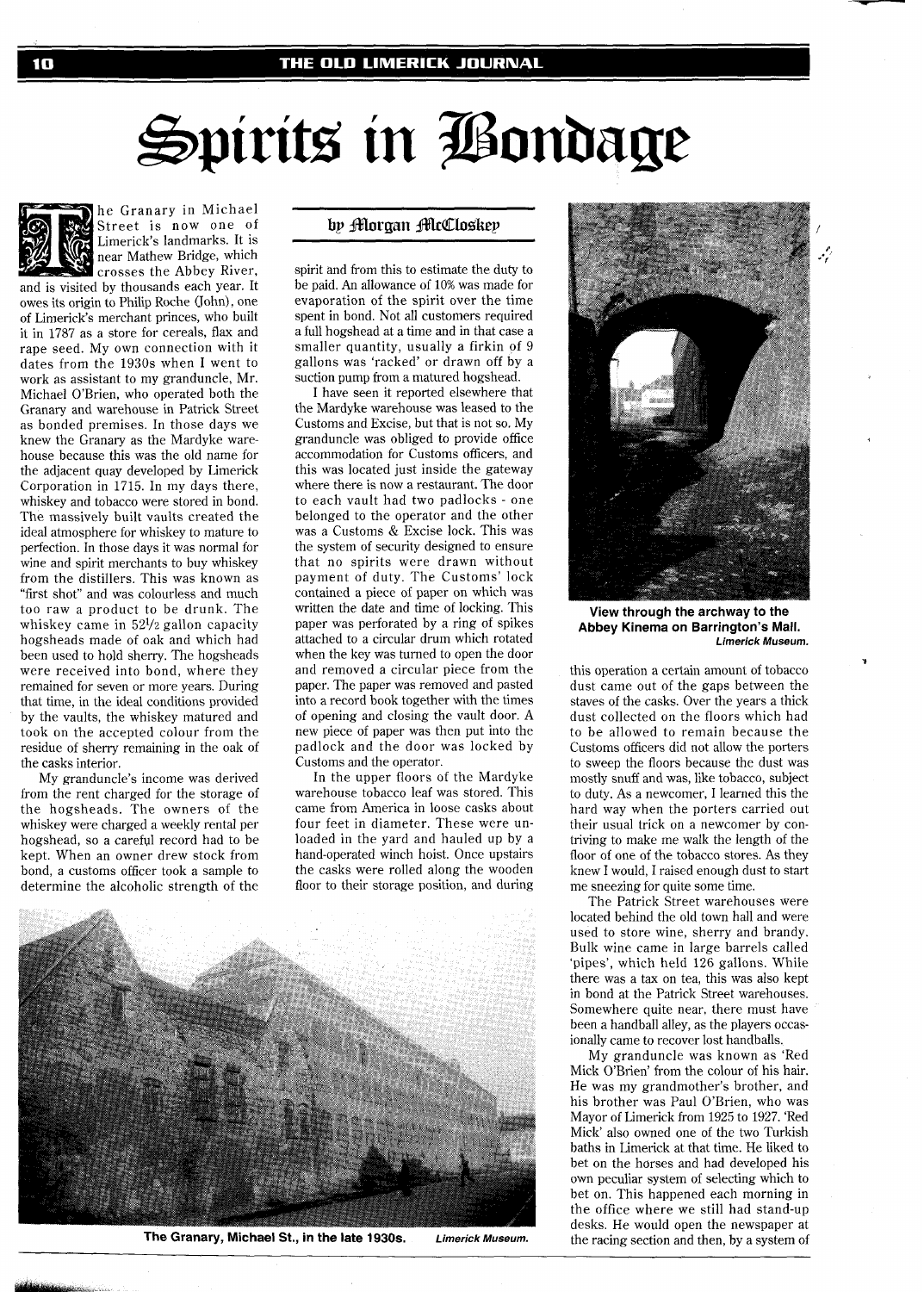# Spirits in Bondage

**by Morgan McCloskey**

The Granary in Michael Street is now one of Limerick's landmarks. It is near Mathew Bridge, which crosses the Abbey River, and is visited by thousands each year. It owes its origin to Philip Roche (John), one of Limerick's merchant princes, who built it in 1787 as a store for cereals, flax and rape seed. My own connection with it dates from the 1930s when I went to work as assistant to my granduncle, Mr. Michael O'Brien, who operated both the Granary and warehouse in Patrick Street as bonded premises. In those days we knew the Granary as the Mardyke warehouse because this was the old name for the adjacent quay developed by Limerick Corporation in 1715. In my days there, whiskey and tobacco were stored in bond. The massively built vaults created the ideal atmosphere for whiskey to mature to perfection. In those days it was normal for wine and spirit merchants to buy whiskey from the distillers. This was known as "first shot" and was colourless and much too raw a product to be drunk. The whiskey came in 52½ gallon capacity hogsheads made of oak and which had been used to hold sherry. The hogsheads were received into bond, where they remained for seven or more years. During that time, in the ideal conditions provided by the vaults, the whiskey matured and took on the accepted colour from the residue of sherry remaining in the oak of the casks interior.

My granduncle's income was derived from the rent charged for the storage of the hogsheads. The owners of the whiskey were charged a weekly rental per hogshead, so a careful record had to be kept. When an owner drew stock from bond, a customs officer took a sample to determine the alcoholic strength of the spirit and from this to estimate the duty to be paid. An allowance of 10% was made for evaporation of the spirit over the time spent in bond. Not all customers required a full hogshead at a time and in that case a smaller quantity, usually a firkin of 9 gallons was 'racked' or drawn off by a suction pump from a matured hogshead.

I have seen it reported elsewhere that the Mardyke warehouse was leased to the Customs and Excise, but that is not so. My granduncle was obliged to provide office accommodation for Customs officers, and this was located just inside the gateway where there is now a restaurant. The door to each vault had two padlocks - one belonged to the operator and the other was a Customs & Excise lock. This was the system of security designed to ensure that no spirits were drawn without payment of duty. The Customs' lock contained a piece of paper on which was written the date and time of locking. This paper was perforated by a ring of spikes attached to a circular drum which rotated when the key was turned to open the door and removed a circular piece from the paper. The paper was removed and pasted into a record book together with the times of opening and closing the vault door. A new piece of paper was then put into the padlock and the door was locked by Customs and the operator.

In the upper floors of the Mardyke warehouse tobacco leaf was stored. This came from America in loose casks about four feet in diameter. These were unloaded in the yard and hauled up by a hand-operated winch hoist. Once upstairs the casks were rolled along the wooden floor to their storage position, and during this operation a certain amount of tobacco dust came out of the gaps between the staves of the casks. Over the years a thick dust collected on the floors which had to be allowed to remain because the Customs officers did not allow the porters to sweep the floors because the dust was mostly snuff and was, like tobacco, subject to duty. As a newcomer, I learned this the hard way when the porters carried out their usual trick on a newcomer by contriving to make me walk the length of the floor of one of the tobacco stores. As they knew I would, I raised enough dust to start me sneezing for quite some time.

**View through the archway to the Abbey Kinema on Barrington's Mall.** *Limerick Museum.*

The Patrick Street warehouses were located behind the old town hall and were used to store wine, sherry and brandy. Bulk wine came in large barrels called 'pipes', which held 126 gallons. While there was a tax on tea, this was also kept in bond at the Patrick Street warehouses. Somewhere quite near, there must have been a handball alley, as the players occasionally came to recover lost handballs.

My granduncle was known as 'Red Mick O'Brien' from the colour of his hair. He was my grandmother's brother, and his brother was Paul O'Brien, who was Mayor of Limerick from 1925 to 1927. 'Red Mick' also owned one of the two Turkish baths in Limerick at that time. He liked to bet on the horses and had developed his own peculiar system of selecting which to bet on. This happened each morning in the office where we still had stand-up desks. He would open the newspaper at the racing section and then, by a system of

**The Granary, Michael St., in the late 1930s.** *Limerick Museum.*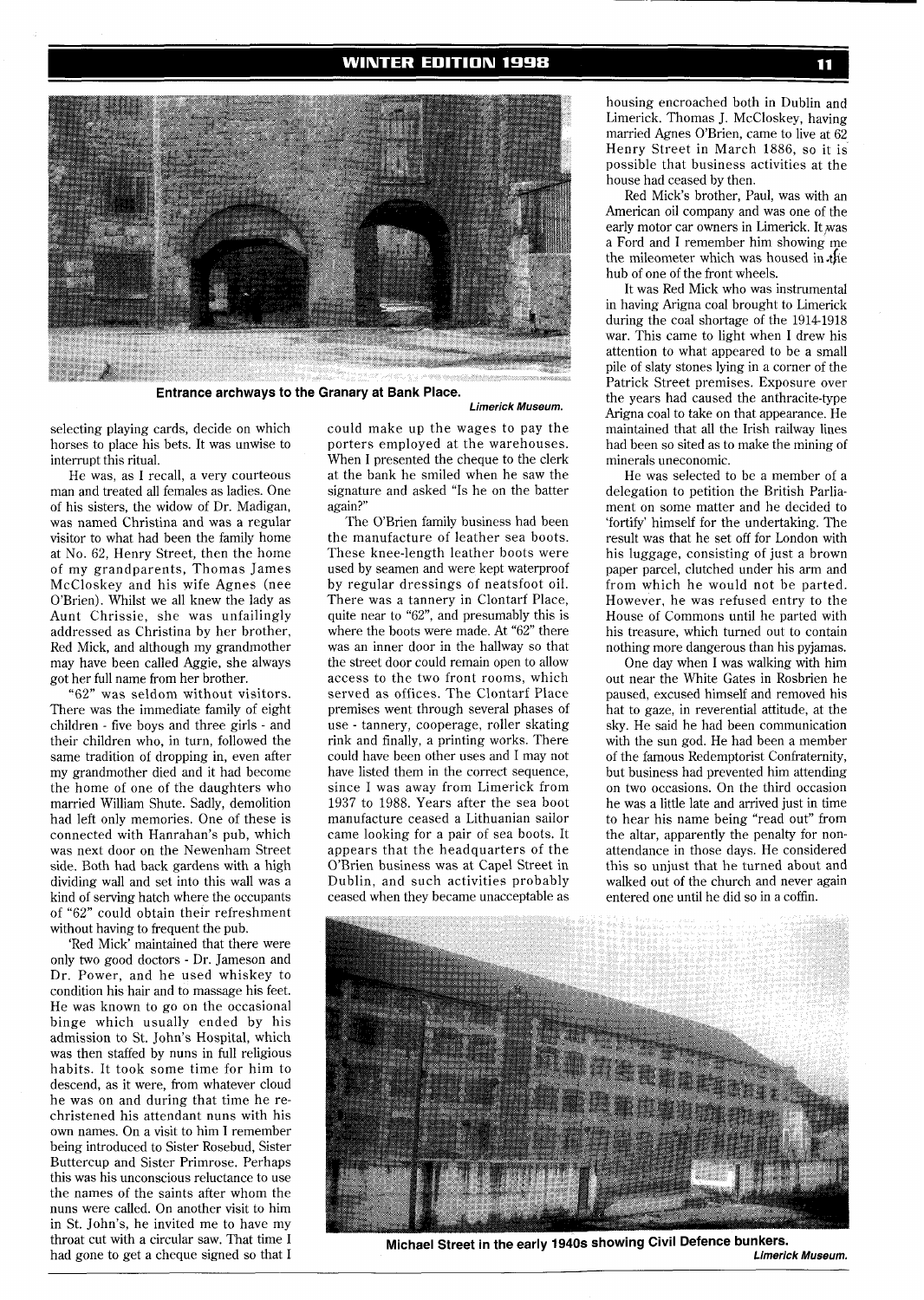Entrance archways to the Granary at Bank Place.

*Limerick Museum.*

selecting playing cards, decide on which horses to place his bets. It was unwise to interrupt this ritual.

He was, as I recall, a very courteous man and treated all females as ladies. One of his sisters, the widow of Dr. Madigan, was named Christina and was a regular visitor to what had been the family home at No. 62, Henry Street, then the home of my grandparents, Thomas James McCloskey and his wife Agnes (nee O'Brien). Whilst we all knew the lady as Aunt Chrissie, she was unfailingly addressed as Christina by her brother, Red Mick, and although my grandmother may have been called Aggie, she always got her full name from her brother.

"62" was seldom without visitors. There was the immediate family of eight children - five boys and three girls - and their children who, in turn, followed the same tradition of dropping in, even after my grandmother died and it had become the home of one of the daughters who married William Shute. Sadly, demolition had left only memories. One of these is connected with Hanrahan's pub, which was next door on the Newenham Street side. Both had back gardens with a high dividing wall and set into this wall was a kind of serving hatch where the occupants of "62" could obtain their refreshment without having to frequent the pub.

'Red Mick' maintained that there were only two good doctors - Dr. Jameson and Dr. Power, and he used whiskey to condition his hair and to massage his feet. He was known to go on the occasional binge which usually ended by his admission to St. John's Hospital, which was then staffed by nuns in full religious habits. It took some time for him to descend, as it were, from whatever cloud he was on and during that time he re-christened his attendant nuns with his own names. On a visit to him I remember being introduced to Sister Rosebud, Sister Buttercup and Sister Primrose. Perhaps this was his unconscious reluctance to use the names of the saints after whom the nuns were called. On another visit to him in St. John's, he invited me to have my throat cut with a circular saw. That time I had gone to get a cheque signed so that I could make up the wages to pay the porters employed at the warehouses. When I presented the cheque to the clerk at the bank he smiled when he saw the signature and asked "Is he on the batter again?"

The O'Brien family business had been the manufacture of leather sea boots. These knee-length leather boots were used by seamen and were kept waterproof by regular dressings of neatsfoot oil. There was a tannery in Clontarf Place, quite near to "62", and presumably this is where the boots were made. At "62" there was an inner door in the hallway so that the street door could remain open to allow access to the two front rooms, which served as offices. The Clontarf Place premises went through several phases of use - tannery, cooperage, roller skating rink and finally, a printing works. There could have been other uses and I may not have listed them in the correct sequence, since I was away from Limerick from 1937 to 1988. Years after the sea boot manufacture ceased a Lithuanian sailor came looking for a pair of sea boots. It appears that the headquarters of the O'Brien business was at Capel Street in Dublin, and such activities probably ceased when they became unacceptable as housing encroached both in Dublin and Limerick. Thomas J. McCloskey, having married Agnes O'Brien, came to live at 62 Henry Street in March 1886, so it is possible that business activities at the house had ceased by then.

Red Mick's brother, Paul, was with an American oil company and was one of the early motor car owners in Limerick. It was a Ford and I remember him showing me the mileometer which was housed in the hub of one of the front wheels.

It was Red Mick who was instrumental in having Arigna coal brought to Limerick during the coal shortage of the 1914-1918 war. This came to light when I drew his attention to what appeared to be a small pile of slaty stones lying in a corner of the Patrick Street premises. Exposure over the years had caused the anthracite-type Arigna coal to take on that appearance. He maintained that all the Irish railway lines had been so sited as to make the mining of minerals uneconomic.

He was selected to be a member of a delegation to petition the British Parliament on some matter and he decided to 'fortify' himself for the undertaking. The result was that he set off for London with his luggage, consisting of just a brown paper parcel, clutched under his arm and from which he would not be parted. However, he was refused entry to the House of Commons until he parted with his treasure, which turned out to contain nothing more dangerous than his pyjamas.

One day when I was walking with him out near the White Gates in Rosbrien he paused, excused himself and removed his hat to gaze, in reverential attitude, at the sky. He said he had been communication with the sun god. He had been a member of the famous Redemptorist Confraternity, but business had prevented him attending on two occasions. On the third occasion he was a little late and arrived just in time to hear his name being "read out" from the altar, apparently the penalty for non-attendance in those days. He considered this so unjust that he turned about and walked out of the church and never again entered one until he did so in a coffin.

Michael Street in the early 1940s showing Civil Defence bunkers.

*Limerick Museum.*